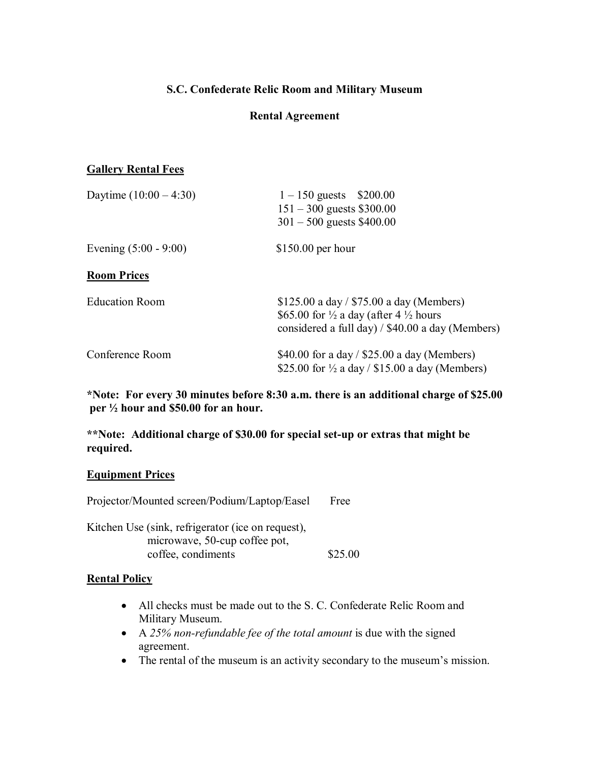# S.C. Confederate Relic Room and Military Museum

## Rental Agreement

### Gallery Rental Fees

| | |
|---|---|
| Daytime (10:00 – 4:30) | 1 – 150 guests $200.00<br>151 – 300 guests $300.00<br>301 – 500 guests $400.00 |
| Evening (5:00 - 9:00) | $150.00 per hour |

### Room Prices

| | |
|---|---|
| Education Room | $125.00 a day / $75.00 a day (Members)<br>$65.00 for ½ a day (after 4 ½ hours considered a full day) / $40.00 a day (Members) |
| Conference Room | $40.00 for a day / $25.00 a day (Members)<br>$25.00 for ½ a day / $15.00 a day (Members) |

**\*Note: For every 30 minutes before 8:30 a.m. there is an additional charge of $25.00 per ½ hour and $50.00 for an hour.**

**\*\*Note: Additional charge of $30.00 for special set-up or extras that might be required.**

### Equipment Prices

| | |
|---|---|
| Projector/Mounted screen/Podium/Laptop/Easel | Free |
| Kitchen Use (sink, refrigerator (ice on request), microwave, 50-cup coffee pot, coffee, condiments | $25.00 |

### Rental Policy

- All checks must be made out to the S. C. Confederate Relic Room and Military Museum.
- A *25% non-refundable fee of the total amount* is due with the signed agreement.
- The rental of the museum is an activity secondary to the museum's mission.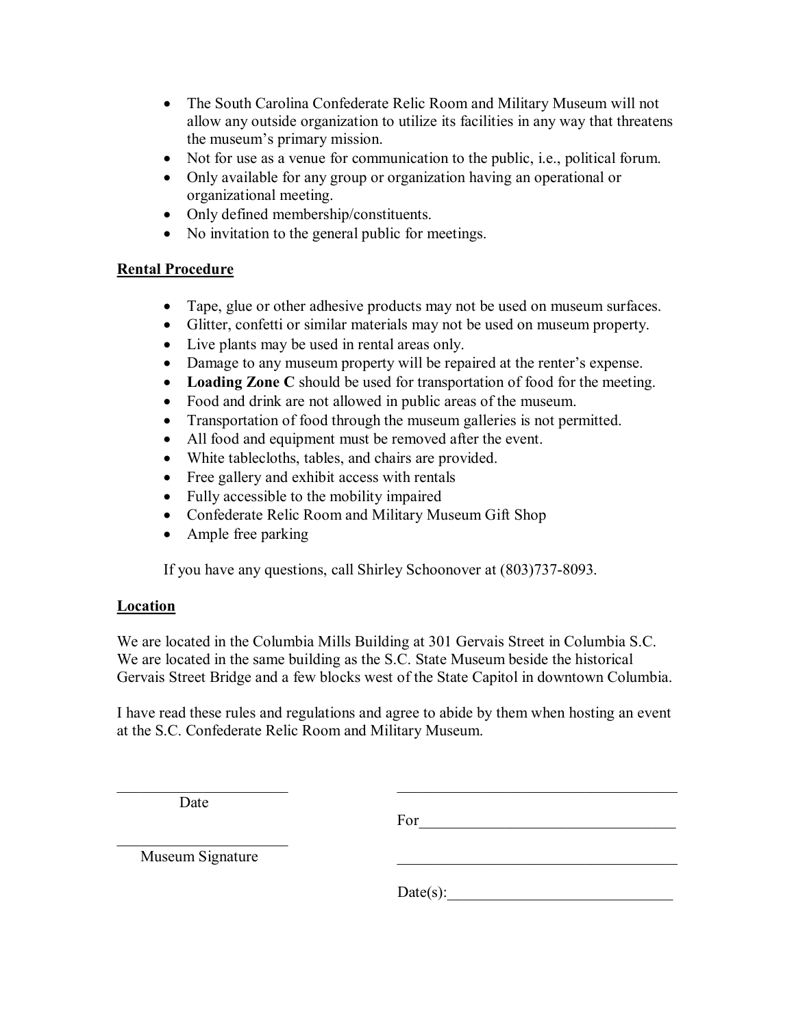- The South Carolina Confederate Relic Room and Military Museum will not allow any outside organization to utilize its facilities in any way that threatens the museum's primary mission.
- Not for use as a venue for communication to the public, i.e., political forum.
- Only available for any group or organization having an operational or organizational meeting.
- Only defined membership/constituents.
- No invitation to the general public for meetings.

## Rental Procedure

- Tape, glue or other adhesive products may not be used on museum surfaces.
- Glitter, confetti or similar materials may not be used on museum property.
- Live plants may be used in rental areas only.
- Damage to any museum property will be repaired at the renter's expense.
- **Loading Zone C** should be used for transportation of food for the meeting.
- Food and drink are not allowed in public areas of the museum.
- Transportation of food through the museum galleries is not permitted.
- All food and equipment must be removed after the event.
- White tablecloths, tables, and chairs are provided.
- Free gallery and exhibit access with rentals
- Fully accessible to the mobility impaired
- Confederate Relic Room and Military Museum Gift Shop
- Ample free parking

If you have any questions, call Shirley Schoonover at (803)737-8093.

## Location

We are located in the Columbia Mills Building at 301 Gervais Street in Columbia S.C. We are located in the same building as the S.C. State Museum beside the historical Gervais Street Bridge and a few blocks west of the State Capitol in downtown Columbia.

I have read these rules and regulations and agree to abide by them when hosting an event at the S.C. Confederate Relic Room and Military Museum.

______________________ ______________________________________

Date

For__________________________________

______________________

Museum Signature

______________________________________

Date(s):______________________________